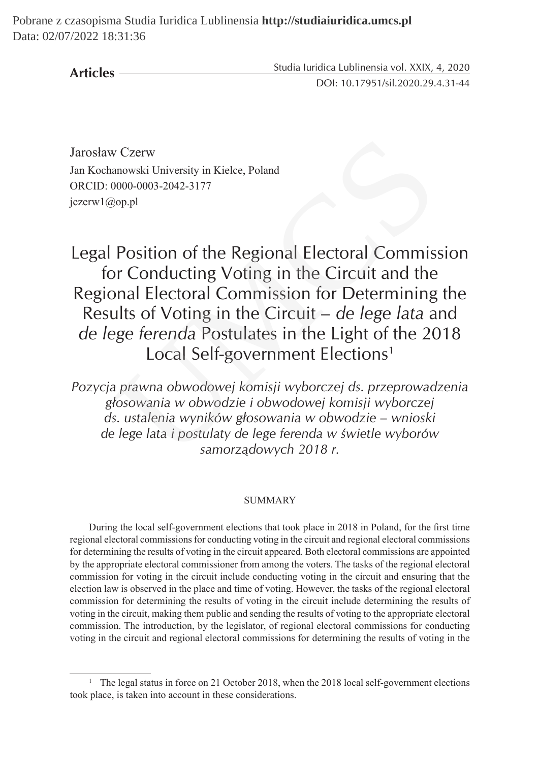Jarosław Czerw
Jan Kochanowski University in Kielce, Poland
ORCID: 0000-0003-2042-3177
jczerw1@op.pl

# Legal Position of the Regional Electoral Commission for Conducting Voting in the Circuit and the Regional Electoral Commission for Determining the Results of Voting in the Circuit – *de lege lata* and *de lege ferenda* Postulates in the Light of the 2018 Local Self-government Elections[1]

*Pozycja prawna obwodowej komisji wyborczej ds. przeprowadzenia głosowania w obwodzie i obwodowej komisji wyborczej ds. ustalenia wyników głosowania w obwodzie – wnioski de lege lata i postulaty de lege ferenda w świetle wyborów samorządowych 2018 r.*

## SUMMARY

During the local self-government elections that took place in 2018 in Poland, for the first time regional electoral commissions for conducting voting in the circuit and regional electoral commissions for determining the results of voting in the circuit appeared. Both electoral commissions are appointed by the appropriate electoral commissioner from among the voters. The tasks of the regional electoral commission for voting in the circuit include conducting voting in the circuit and ensuring that the election law is observed in the place and time of voting. However, the tasks of the regional electoral commission for determining the results of voting in the circuit include determining the results of voting in the circuit, making them public and sending the results of voting to the appropriate electoral commission. The introduction, by the legislator, of regional electoral commissions for conducting voting in the circuit and regional electoral commissions for determining the results of voting in the

[1] The legal status in force on 21 October 2018, when the 2018 local self-government elections took place, is taken into account in these considerations.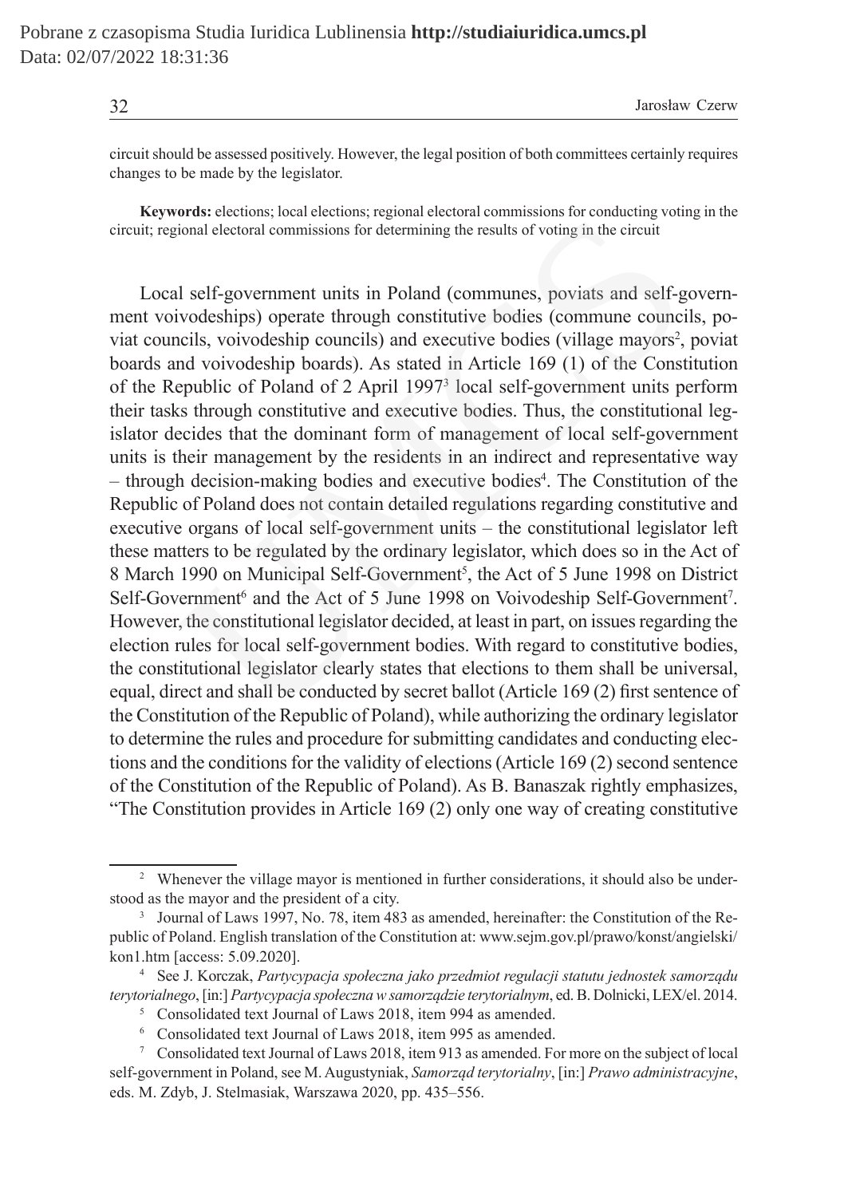circuit should be assessed positively. However, the legal position of both committees certainly requires changes to be made by the legislator.

**Keywords:** elections; local elections; regional electoral commissions for conducting voting in the circuit; regional electoral commissions for determining the results of voting in the circuit

Local self-government units in Poland (communes, poviats and self-government voivodeships) operate through constitutive bodies (commune councils, poviat councils, voivodeship councils) and executive bodies (village mayors[2], poviat boards and voivodeship boards). As stated in Article 169 (1) of the Constitution of the Republic of Poland of 2 April 1997[3] local self-government units perform their tasks through constitutive and executive bodies. Thus, the constitutional legislator decides that the dominant form of management of local self-government units is their management by the residents in an indirect and representative way – through decision-making bodies and executive bodies[4]. The Constitution of the Republic of Poland does not contain detailed regulations regarding constitutive and executive organs of local self-government units – the constitutional legislator left these matters to be regulated by the ordinary legislator, which does so in the Act of 8 March 1990 on Municipal Self-Government[5], the Act of 5 June 1998 on District Self-Government[6] and the Act of 5 June 1998 on Voivodeship Self-Government[7]. However, the constitutional legislator decided, at least in part, on issues regarding the election rules for local self-government bodies. With regard to constitutive bodies, the constitutional legislator clearly states that elections to them shall be universal, equal, direct and shall be conducted by secret ballot (Article 169 (2) first sentence of the Constitution of the Republic of Poland), while authorizing the ordinary legislator to determine the rules and procedure for submitting candidates and conducting elections and the conditions for the validity of elections (Article 169 (2) second sentence of the Constitution of the Republic of Poland). As B. Banaszak rightly emphasizes, "The Constitution provides in Article 169 (2) only one way of creating constitutive

---

[2] Whenever the village mayor is mentioned in further considerations, it should also be understood as the mayor and the president of a city.

[3] Journal of Laws 1997, No. 78, item 483 as amended, hereinafter: the Constitution of the Republic of Poland. English translation of the Constitution at: www.sejm.gov.pl/prawo/konst/angielski/kon1.htm [access: 5.09.2020].

[4] See J. Korczak, *Partycypacja społeczna jako przedmiot regulacji statutu jednostek samorządu terytorialnego*, [in:] *Partycypacja społeczna w samorządzie terytorialnym*, ed. B. Dolnicki, LEX/el. 2014.

[5] Consolidated text Journal of Laws 2018, item 994 as amended.

[6] Consolidated text Journal of Laws 2018, item 995 as amended.

[7] Consolidated text Journal of Laws 2018, item 913 as amended. For more on the subject of local self-government in Poland, see M. Augustyniak, *Samorząd terytorialny*, [in:] *Prawo administracyjne*, eds. M. Zdyb, J. Stelmasiak, Warszawa 2020, pp. 435–556.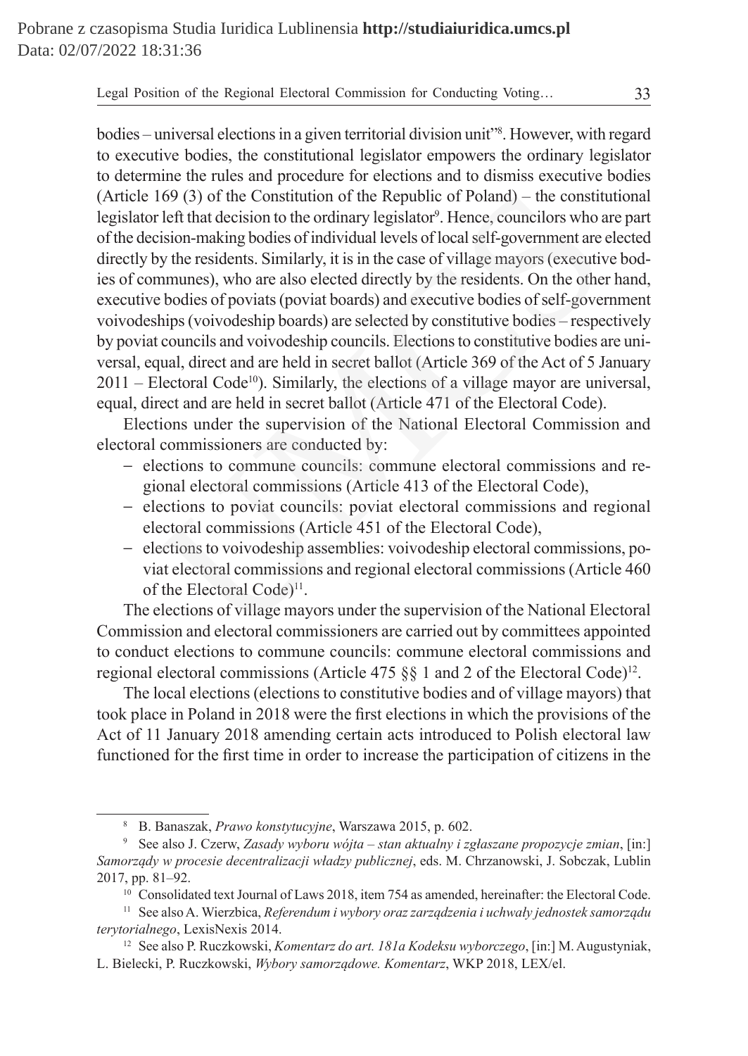bodies – universal elections in a given territorial division unit"[8]. However, with regard to executive bodies, the constitutional legislator empowers the ordinary legislator to determine the rules and procedure for elections and to dismiss executive bodies (Article 169 (3) of the Constitution of the Republic of Poland) – the constitutional legislator left that decision to the ordinary legislator[9]. Hence, councilors who are part of the decision-making bodies of individual levels of local self-government are elected directly by the residents. Similarly, it is in the case of village mayors (executive bodies of communes), who are also elected directly by the residents. On the other hand, executive bodies of poviats (poviat boards) and executive bodies of self-government voivodeships (voivodeship boards) are selected by constitutive bodies – respectively by poviat councils and voivodeship councils. Elections to constitutive bodies are universal, equal, direct and are held in secret ballot (Article 369 of the Act of 5 January 2011 – Electoral Code[10]). Similarly, the elections of a village mayor are universal, equal, direct and are held in secret ballot (Article 471 of the Electoral Code).

Elections under the supervision of the National Electoral Commission and electoral commissioners are conducted by:

- elections to commune councils: commune electoral commissions and regional electoral commissions (Article 413 of the Electoral Code),
- elections to poviat councils: poviat electoral commissions and regional electoral commissions (Article 451 of the Electoral Code),
- elections to voivodeship assemblies: voivodeship electoral commissions, poviat electoral commissions and regional electoral commissions (Article 460 of the Electoral Code)[11].

The elections of village mayors under the supervision of the National Electoral Commission and electoral commissioners are carried out by committees appointed to conduct elections to commune councils: commune electoral commissions and regional electoral commissions (Article 475 §§ 1 and 2 of the Electoral Code)[12].

The local elections (elections to constitutive bodies and of village mayors) that took place in Poland in 2018 were the first elections in which the provisions of the Act of 11 January 2018 amending certain acts introduced to Polish electoral law functioned for the first time in order to increase the participation of citizens in the

---

[8] B. Banaszak, *Prawo konstytucyjne*, Warszawa 2015, p. 602.

[9] See also J. Czerw, *Zasady wyboru wójta – stan aktualny i zgłaszane propozycje zmian*, [in:] *Samorządy w procesie decentralizacji władzy publicznej*, eds. M. Chrzanowski, J. Sobczak, Lublin 2017, pp. 81–92.

[10] Consolidated text Journal of Laws 2018, item 754 as amended, hereinafter: the Electoral Code.

[11] See also A. Wierzbica, *Referendum i wybory oraz zarządzenia i uchwały jednostek samorządu terytorialnego*, LexisNexis 2014.

[12] See also P. Ruczkowski, *Komentarz do art. 181a Kodeksu wyborczego*, [in:] M. Augustyniak, L. Bielecki, P. Ruczkowski, *Wybory samorządowe. Komentarz*, WKP 2018, LEX/el.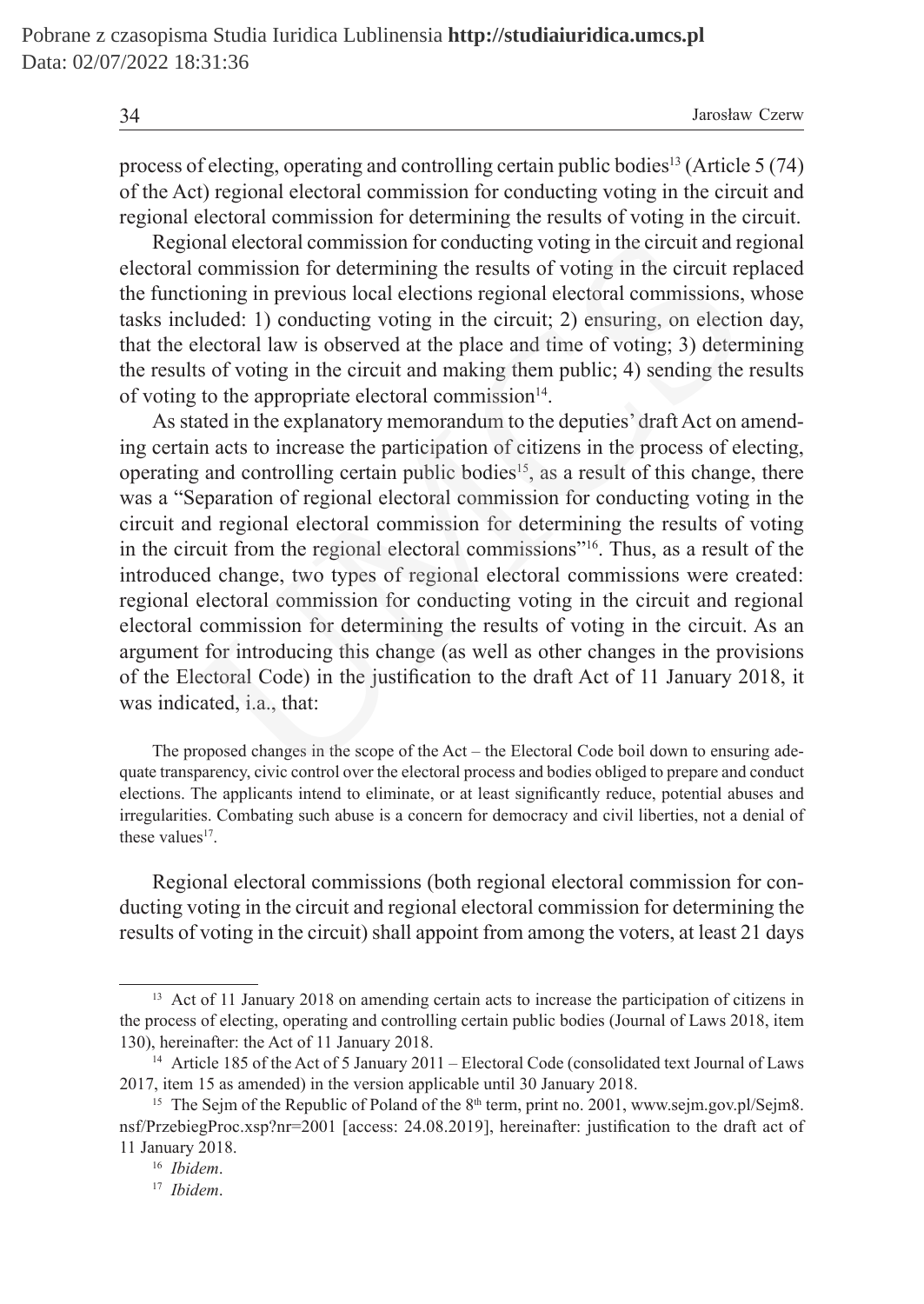process of electing, operating and controlling certain public bodies[13] (Article 5 (74) of the Act) regional electoral commission for conducting voting in the circuit and regional electoral commission for determining the results of voting in the circuit.

Regional electoral commission for conducting voting in the circuit and regional electoral commission for determining the results of voting in the circuit replaced the functioning in previous local elections regional electoral commissions, whose tasks included: 1) conducting voting in the circuit; 2) ensuring, on election day, that the electoral law is observed at the place and time of voting; 3) determining the results of voting in the circuit and making them public; 4) sending the results of voting to the appropriate electoral commission[14].

As stated in the explanatory memorandum to the deputies' draft Act on amending certain acts to increase the participation of citizens in the process of electing, operating and controlling certain public bodies[15], as a result of this change, there was a "Separation of regional electoral commission for conducting voting in the circuit and regional electoral commission for determining the results of voting in the circuit from the regional electoral commissions"[16]. Thus, as a result of the introduced change, two types of regional electoral commissions were created: regional electoral commission for conducting voting in the circuit and regional electoral commission for determining the results of voting in the circuit. As an argument for introducing this change (as well as other changes in the provisions of the Electoral Code) in the justification to the draft Act of 11 January 2018, it was indicated, i.a., that:

> The proposed changes in the scope of the Act – the Electoral Code boil down to ensuring adequate transparency, civic control over the electoral process and bodies obliged to prepare and conduct elections. The applicants intend to eliminate, or at least significantly reduce, potential abuses and irregularities. Combating such abuse is a concern for democracy and civil liberties, not a denial of these values[17].

Regional electoral commissions (both regional electoral commission for conducting voting in the circuit and regional electoral commission for determining the results of voting in the circuit) shall appoint from among the voters, at least 21 days

---

[13] Act of 11 January 2018 on amending certain acts to increase the participation of citizens in the process of electing, operating and controlling certain public bodies (Journal of Laws 2018, item 130), hereinafter: the Act of 11 January 2018.

[14] Article 185 of the Act of 5 January 2011 – Electoral Code (consolidated text Journal of Laws 2017, item 15 as amended) in the version applicable until 30 January 2018.

[15] The Sejm of the Republic of Poland of the 8th term, print no. 2001, www.sejm.gov.pl/Sejm8.nsf/PrzebiegProc.xsp?nr=2001 [access: 24.08.2019], hereinafter: justification to the draft act of 11 January 2018.

[16] *Ibidem*.

[17] *Ibidem*.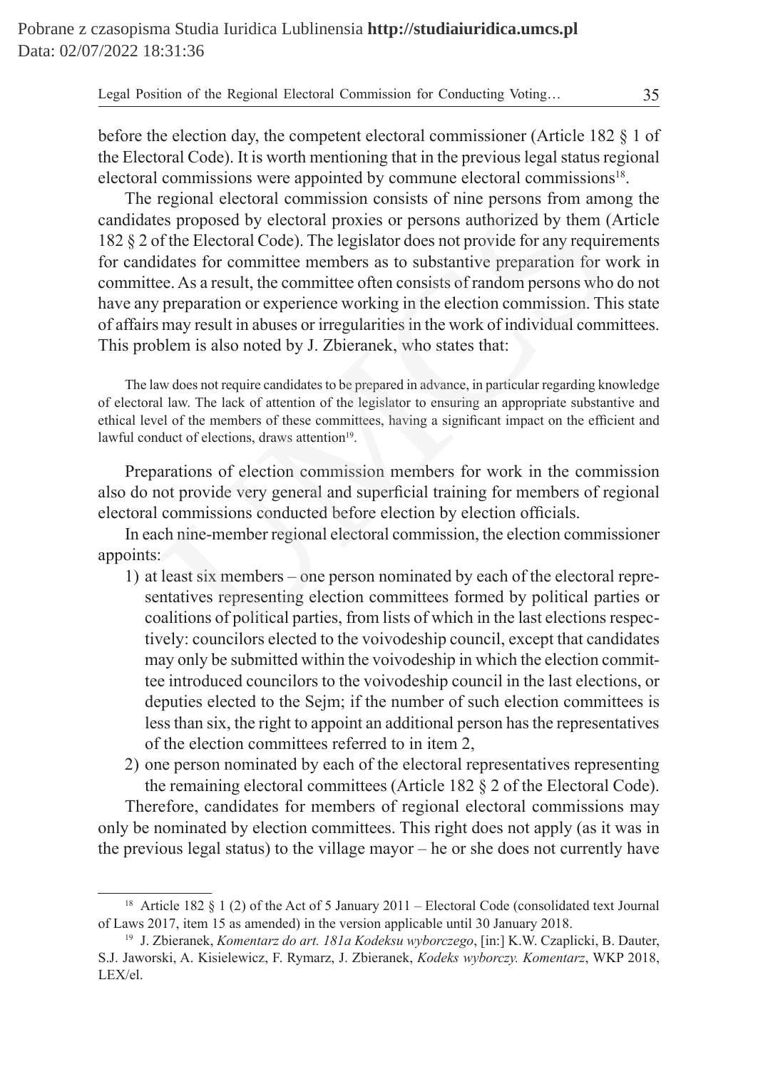before the election day, the competent electoral commissioner (Article 182 § 1 of the Electoral Code). It is worth mentioning that in the previous legal status regional electoral commissions were appointed by commune electoral commissions[18].

The regional electoral commission consists of nine persons from among the candidates proposed by electoral proxies or persons authorized by them (Article 182 § 2 of the Electoral Code). The legislator does not provide for any requirements for candidates for committee members as to substantive preparation for work in committee. As a result, the committee often consists of random persons who do not have any preparation or experience working in the election commission. This state of affairs may result in abuses or irregularities in the work of individual committees. This problem is also noted by J. Zbieranek, who states that:

> The law does not require candidates to be prepared in advance, in particular regarding knowledge of electoral law. The lack of attention of the legislator to ensuring an appropriate substantive and ethical level of the members of these committees, having a significant impact on the efficient and lawful conduct of elections, draws attention[19].

Preparations of election commission members for work in the commission also do not provide very general and superficial training for members of regional electoral commissions conducted before election by election officials.

In each nine-member regional electoral commission, the election commissioner appoints:

1) at least six members – one person nominated by each of the electoral representatives representing election committees formed by political parties or coalitions of political parties, from lists of which in the last elections respectively: councilors elected to the voivodeship council, except that candidates may only be submitted within the voivodeship in which the election committee introduced councilors to the voivodeship council in the last elections, or deputies elected to the Sejm; if the number of such election committees is less than six, the right to appoint an additional person has the representatives of the election committees referred to in item 2,
2) one person nominated by each of the electoral representatives representing the remaining electoral committees (Article 182 § 2 of the Electoral Code).

Therefore, candidates for members of regional electoral commissions may only be nominated by election committees. This right does not apply (as it was in the previous legal status) to the village mayor – he or she does not currently have

---

[18] Article 182 § 1 (2) of the Act of 5 January 2011 – Electoral Code (consolidated text Journal of Laws 2017, item 15 as amended) in the version applicable until 30 January 2018.

[19] J. Zbieranek, *Komentarz do art. 181a Kodeksu wyborczego*, [in:] K.W. Czaplicki, B. Dauter, S.J. Jaworski, A. Kisielewicz, F. Rymarz, J. Zbieranek, *Kodeks wyborczy. Komentarz*, WKP 2018, LEX/el.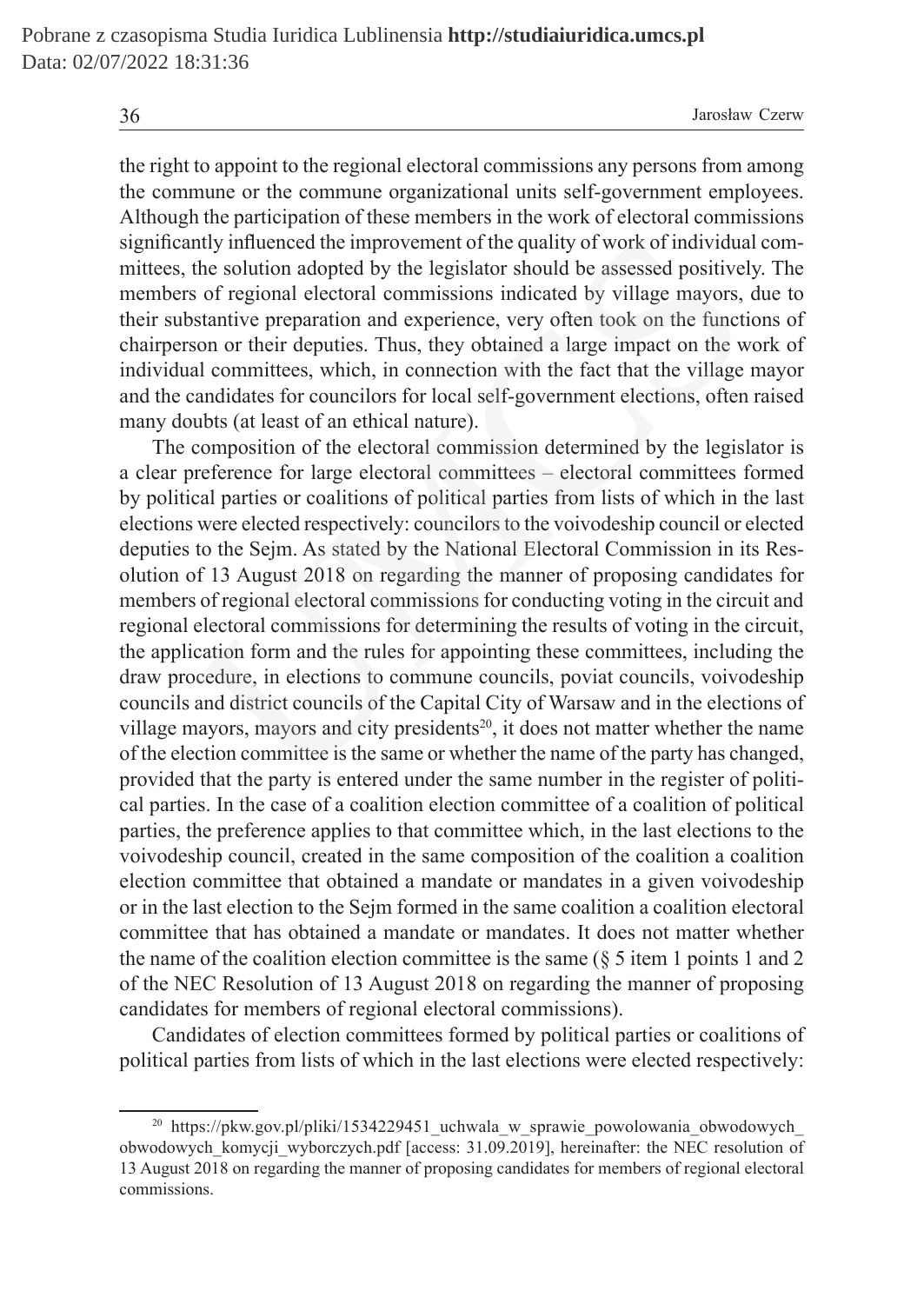the right to appoint to the regional electoral commissions any persons from among the commune or the commune organizational units self-government employees. Although the participation of these members in the work of electoral commissions significantly influenced the improvement of the quality of work of individual committees, the solution adopted by the legislator should be assessed positively. The members of regional electoral commissions indicated by village mayors, due to their substantive preparation and experience, very often took on the functions of chairperson or their deputies. Thus, they obtained a large impact on the work of individual committees, which, in connection with the fact that the village mayor and the candidates for councilors for local self-government elections, often raised many doubts (at least of an ethical nature).

The composition of the electoral commission determined by the legislator is a clear preference for large electoral committees – electoral committees formed by political parties or coalitions of political parties from lists of which in the last elections were elected respectively: councilors to the voivodeship council or elected deputies to the Sejm. As stated by the National Electoral Commission in its Resolution of 13 August 2018 on regarding the manner of proposing candidates for members of regional electoral commissions for conducting voting in the circuit and regional electoral commissions for determining the results of voting in the circuit, the application form and the rules for appointing these committees, including the draw procedure, in elections to commune councils, poviat councils, voivodeship councils and district councils of the Capital City of Warsaw and in the elections of village mayors, mayors and city presidents[20], it does not matter whether the name of the election committee is the same or whether the name of the party has changed, provided that the party is entered under the same number in the register of political parties. In the case of a coalition election committee of a coalition of political parties, the preference applies to that committee which, in the last elections to the voivodeship council, created in the same composition of the coalition a coalition election committee that obtained a mandate or mandates in a given voivodeship or in the last election to the Sejm formed in the same coalition a coalition electoral committee that has obtained a mandate or mandates. It does not matter whether the name of the coalition election committee is the same (§ 5 item 1 points 1 and 2 of the NEC Resolution of 13 August 2018 on regarding the manner of proposing candidates for members of regional electoral commissions).

Candidates of election committees formed by political parties or coalitions of political parties from lists of which in the last elections were elected respectively:

[20] https://pkw.gov.pl/pliki/1534229451_uchwala_w_sprawie_powolowania_obwodowych_obwodowych_komycji_wyborczych.pdf [access: 31.09.2019], hereinafter: the NEC resolution of 13 August 2018 on regarding the manner of proposing candidates for members of regional electoral commissions.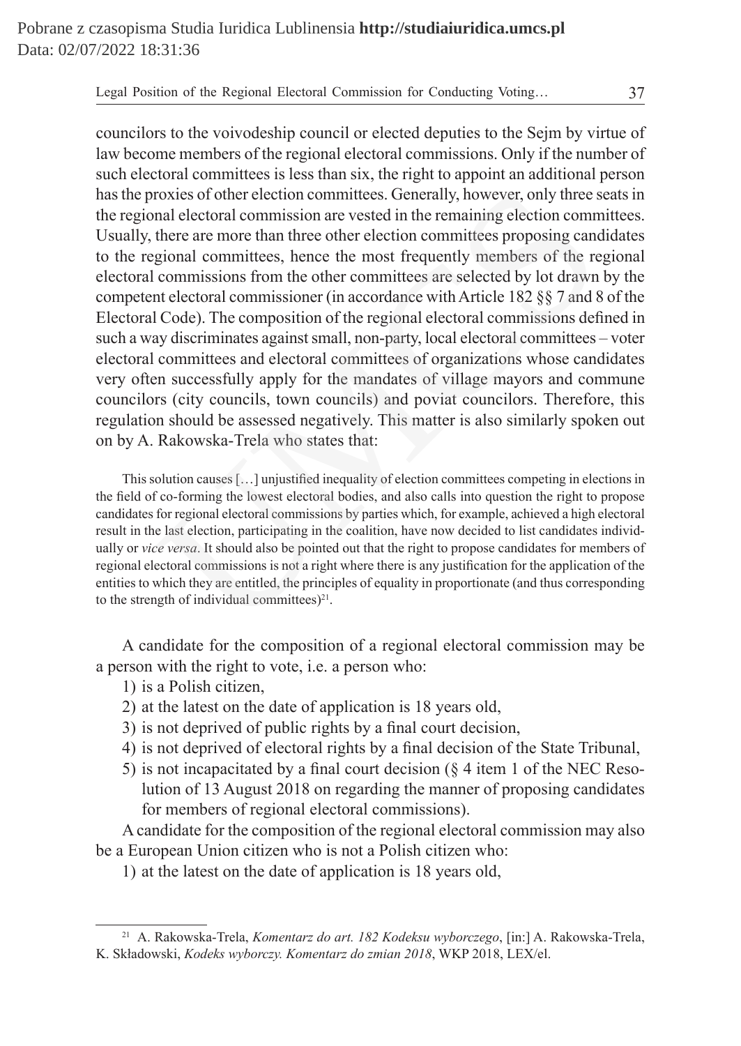councilors to the voivodeship council or elected deputies to the Sejm by virtue of law become members of the regional electoral commissions. Only if the number of such electoral committees is less than six, the right to appoint an additional person has the proxies of other election committees. Generally, however, only three seats in the regional electoral commission are vested in the remaining election committees. Usually, there are more than three other election committees proposing candidates to the regional committees, hence the most frequently members of the regional electoral commissions from the other committees are selected by lot drawn by the competent electoral commissioner (in accordance with Article 182 §§ 7 and 8 of the Electoral Code). The composition of the regional electoral commissions defined in such a way discriminates against small, non-party, local electoral committees – voter electoral committees and electoral committees of organizations whose candidates very often successfully apply for the mandates of village mayors and commune councilors (city councils, town councils) and poviat councilors. Therefore, this regulation should be assessed negatively. This matter is also similarly spoken out on by A. Rakowska-Trela who states that:

> This solution causes […] unjustified inequality of election committees competing in elections in the field of co-forming the lowest electoral bodies, and also calls into question the right to propose candidates for regional electoral commissions by parties which, for example, achieved a high electoral result in the last election, participating in the coalition, have now decided to list candidates individually or *vice versa*. It should also be pointed out that the right to propose candidates for members of regional electoral commissions is not a right where there is any justification for the application of the entities to which they are entitled, the principles of equality in proportionate (and thus corresponding to the strength of individual committees)[21].

A candidate for the composition of a regional electoral commission may be a person with the right to vote, i.e. a person who:

1) is a Polish citizen,
2) at the latest on the date of application is 18 years old,
3) is not deprived of public rights by a final court decision,
4) is not deprived of electoral rights by a final decision of the State Tribunal,
5) is not incapacitated by a final court decision (§ 4 item 1 of the NEC Resolution of 13 August 2018 on regarding the manner of proposing candidates for members of regional electoral commissions).

A candidate for the composition of the regional electoral commission may also be a European Union citizen who is not a Polish citizen who:

1) at the latest on the date of application is 18 years old,

---

[21] A. Rakowska-Trela, *Komentarz do art. 182 Kodeksu wyborczego*, [in:] A. Rakowska-Trela, K. Składowski, *Kodeks wyborczy. Komentarz do zmian 2018*, WKP 2018, LEX/el.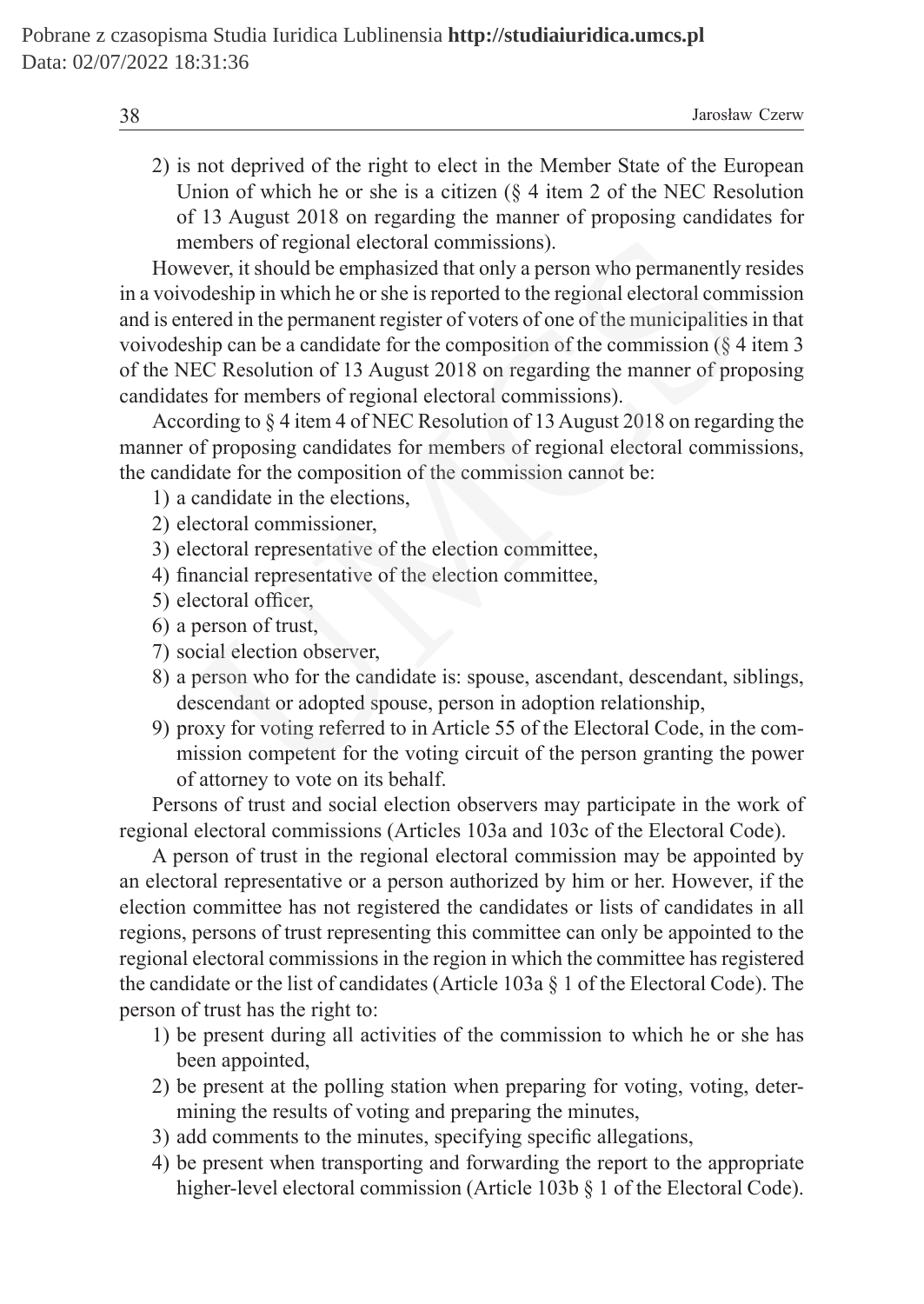2) is not deprived of the right to elect in the Member State of the European Union of which he or she is a citizen (§ 4 item 2 of the NEC Resolution of 13 August 2018 on regarding the manner of proposing candidates for members of regional electoral commissions).

However, it should be emphasized that only a person who permanently resides in a voivodeship in which he or she is reported to the regional electoral commission and is entered in the permanent register of voters of one of the municipalities in that voivodeship can be a candidate for the composition of the commission (§ 4 item 3 of the NEC Resolution of 13 August 2018 on regarding the manner of proposing candidates for members of regional electoral commissions).

According to § 4 item 4 of NEC Resolution of 13 August 2018 on regarding the manner of proposing candidates for members of regional electoral commissions, the candidate for the composition of the commission cannot be:

1) a candidate in the elections,
2) electoral commissioner,
3) electoral representative of the election committee,
4) financial representative of the election committee,
5) electoral officer,
6) a person of trust,
7) social election observer,
8) a person who for the candidate is: spouse, ascendant, descendant, siblings, descendant or adopted spouse, person in adoption relationship,
9) proxy for voting referred to in Article 55 of the Electoral Code, in the commission competent for the voting circuit of the person granting the power of attorney to vote on its behalf.

Persons of trust and social election observers may participate in the work of regional electoral commissions (Articles 103a and 103c of the Electoral Code).

A person of trust in the regional electoral commission may be appointed by an electoral representative or a person authorized by him or her. However, if the election committee has not registered the candidates or lists of candidates in all regions, persons of trust representing this committee can only be appointed to the regional electoral commissions in the region in which the committee has registered the candidate or the list of candidates (Article 103a § 1 of the Electoral Code). The person of trust has the right to:

1) be present during all activities of the commission to which he or she has been appointed,
2) be present at the polling station when preparing for voting, voting, determining the results of voting and preparing the minutes,
3) add comments to the minutes, specifying specific allegations,
4) be present when transporting and forwarding the report to the appropriate higher-level electoral commission (Article 103b § 1 of the Electoral Code).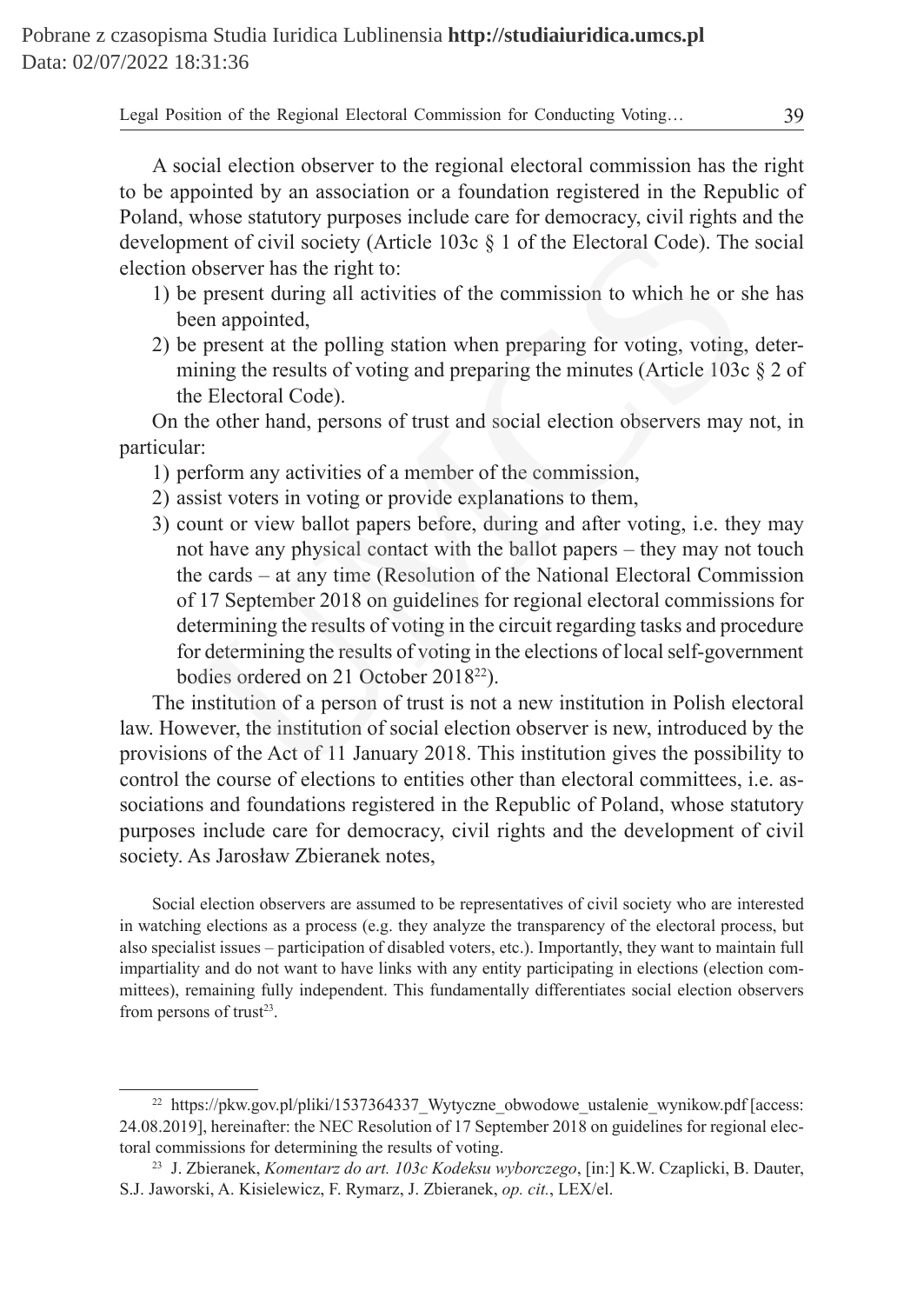A social election observer to the regional electoral commission has the right to be appointed by an association or a foundation registered in the Republic of Poland, whose statutory purposes include care for democracy, civil rights and the development of civil society (Article 103c § 1 of the Electoral Code). The social election observer has the right to:

1) be present during all activities of the commission to which he or she has been appointed,
2) be present at the polling station when preparing for voting, voting, determining the results of voting and preparing the minutes (Article 103c § 2 of the Electoral Code).

On the other hand, persons of trust and social election observers may not, in particular:

1) perform any activities of a member of the commission,
2) assist voters in voting or provide explanations to them,
3) count or view ballot papers before, during and after voting, i.e. they may not have any physical contact with the ballot papers – they may not touch the cards – at any time (Resolution of the National Electoral Commission of 17 September 2018 on guidelines for regional electoral commissions for determining the results of voting in the circuit regarding tasks and procedure for determining the results of voting in the elections of local self-government bodies ordered on 21 October 2018[22]).

The institution of a person of trust is not a new institution in Polish electoral law. However, the institution of social election observer is new, introduced by the provisions of the Act of 11 January 2018. This institution gives the possibility to control the course of elections to entities other than electoral committees, i.e. associations and foundations registered in the Republic of Poland, whose statutory purposes include care for democracy, civil rights and the development of civil society. As Jarosław Zbieranek notes,

> Social election observers are assumed to be representatives of civil society who are interested in watching elections as a process (e.g. they analyze the transparency of the electoral process, but also specialist issues – participation of disabled voters, etc.). Importantly, they want to maintain full impartiality and do not want to have links with any entity participating in elections (election committees), remaining fully independent. This fundamentally differentiates social election observers from persons of trust[23].

---

[22] https://pkw.gov.pl/pliki/1537364337_Wytyczne_obwodowe_ustalenie_wynikow.pdf [access: 24.08.2019], hereinafter: the NEC Resolution of 17 September 2018 on guidelines for regional electoral commissions for determining the results of voting.

[23] J. Zbieranek, *Komentarz do art. 103c Kodeksu wyborczego*, [in:] K.W. Czaplicki, B. Dauter, S.J. Jaworski, A. Kisielewicz, F. Rymarz, J. Zbieranek, *op. cit.*, LEX/el.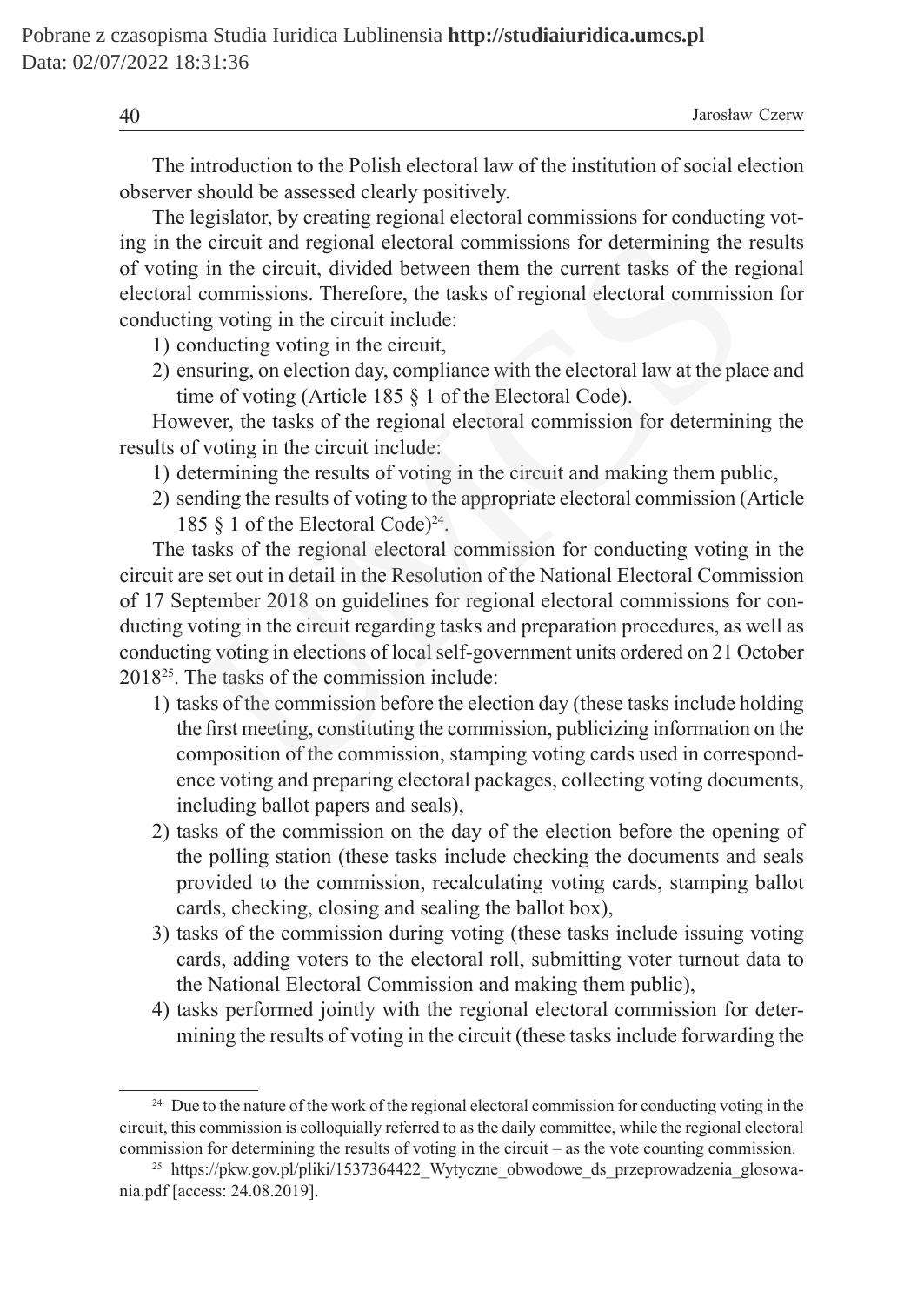The introduction to the Polish electoral law of the institution of social election observer should be assessed clearly positively.

The legislator, by creating regional electoral commissions for conducting voting in the circuit and regional electoral commissions for determining the results of voting in the circuit, divided between them the current tasks of the regional electoral commissions. Therefore, the tasks of regional electoral commission for conducting voting in the circuit include:

1) conducting voting in the circuit,
2) ensuring, on election day, compliance with the electoral law at the place and time of voting (Article 185 § 1 of the Electoral Code).

However, the tasks of the regional electoral commission for determining the results of voting in the circuit include:

1) determining the results of voting in the circuit and making them public,
2) sending the results of voting to the appropriate electoral commission (Article 185 § 1 of the Electoral Code)[24].

The tasks of the regional electoral commission for conducting voting in the circuit are set out in detail in the Resolution of the National Electoral Commission of 17 September 2018 on guidelines for regional electoral commissions for conducting voting in the circuit regarding tasks and preparation procedures, as well as conducting voting in elections of local self-government units ordered on 21 October 2018[25]. The tasks of the commission include:

1) tasks of the commission before the election day (these tasks include holding the first meeting, constituting the commission, publicizing information on the composition of the commission, stamping voting cards used in correspondence voting and preparing electoral packages, collecting voting documents, including ballot papers and seals),
2) tasks of the commission on the day of the election before the opening of the polling station (these tasks include checking the documents and seals provided to the commission, recalculating voting cards, stamping ballot cards, checking, closing and sealing the ballot box),
3) tasks of the commission during voting (these tasks include issuing voting cards, adding voters to the electoral roll, submitting voter turnout data to the National Electoral Commission and making them public),
4) tasks performed jointly with the regional electoral commission for determining the results of voting in the circuit (these tasks include forwarding the

---

[24] Due to the nature of the work of the regional electoral commission for conducting voting in the circuit, this commission is colloquially referred to as the daily committee, while the regional electoral commission for determining the results of voting in the circuit – as the vote counting commission.

[25] https://pkw.gov.pl/pliki/1537364422_Wytyczne_obwodowe_ds_przeprowadzenia_glosowania.pdf [access: 24.08.2019].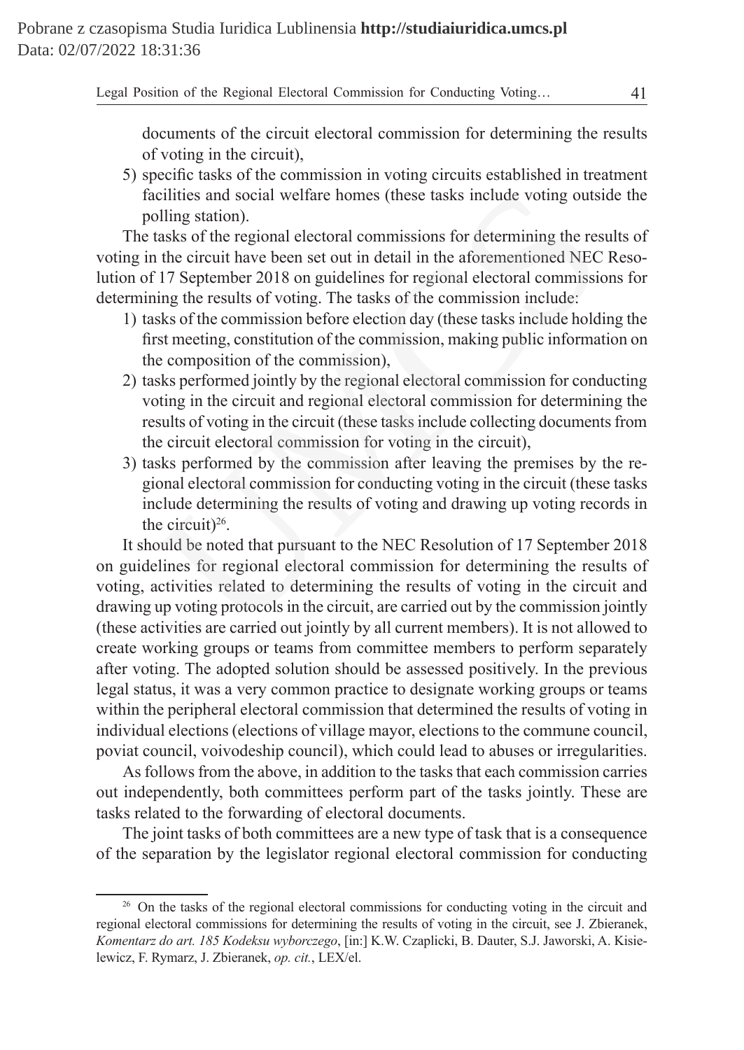documents of the circuit electoral commission for determining the results of voting in the circuit),

5) specific tasks of the commission in voting circuits established in treatment facilities and social welfare homes (these tasks include voting outside the polling station).

The tasks of the regional electoral commissions for determining the results of voting in the circuit have been set out in detail in the aforementioned NEC Resolution of 17 September 2018 on guidelines for regional electoral commissions for determining the results of voting. The tasks of the commission include:

1) tasks of the commission before election day (these tasks include holding the first meeting, constitution of the commission, making public information on the composition of the commission),
2) tasks performed jointly by the regional electoral commission for conducting voting in the circuit and regional electoral commission for determining the results of voting in the circuit (these tasks include collecting documents from the circuit electoral commission for voting in the circuit),
3) tasks performed by the commission after leaving the premises by the regional electoral commission for conducting voting in the circuit (these tasks include determining the results of voting and drawing up voting records in the circuit)[26].

It should be noted that pursuant to the NEC Resolution of 17 September 2018 on guidelines for regional electoral commission for determining the results of voting, activities related to determining the results of voting in the circuit and drawing up voting protocols in the circuit, are carried out by the commission jointly (these activities are carried out jointly by all current members). It is not allowed to create working groups or teams from committee members to perform separately after voting. The adopted solution should be assessed positively. In the previous legal status, it was a very common practice to designate working groups or teams within the peripheral electoral commission that determined the results of voting in individual elections (elections of village mayor, elections to the commune council, poviat council, voivodeship council), which could lead to abuses or irregularities.

As follows from the above, in addition to the tasks that each commission carries out independently, both committees perform part of the tasks jointly. These are tasks related to the forwarding of electoral documents.

The joint tasks of both committees are a new type of task that is a consequence of the separation by the legislator regional electoral commission for conducting

---

[26] On the tasks of the regional electoral commissions for conducting voting in the circuit and regional electoral commissions for determining the results of voting in the circuit, see J. Zbieranek, *Komentarz do art. 185 Kodeksu wyborczego*, [in:] K.W. Czaplicki, B. Dauter, S.J. Jaworski, A. Kisielewicz, F. Rymarz, J. Zbieranek, *op. cit.*, LEX/el.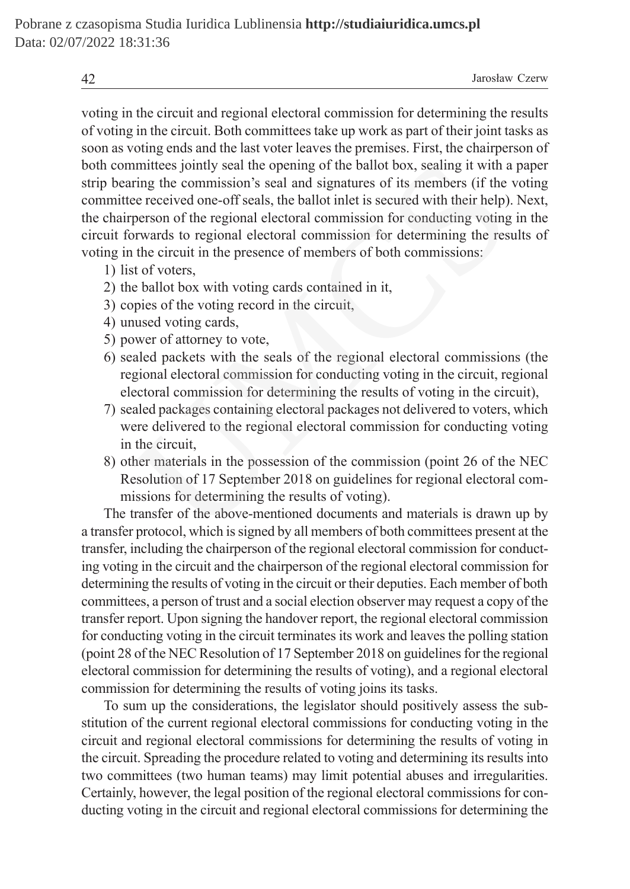voting in the circuit and regional electoral commission for determining the results of voting in the circuit. Both committees take up work as part of their joint tasks as soon as voting ends and the last voter leaves the premises. First, the chairperson of both committees jointly seal the opening of the ballot box, sealing it with a paper strip bearing the commission's seal and signatures of its members (if the voting committee received one-off seals, the ballot inlet is secured with their help). Next, the chairperson of the regional electoral commission for conducting voting in the circuit forwards to regional electoral commission for determining the results of voting in the circuit in the presence of members of both commissions:

1) list of voters,
2) the ballot box with voting cards contained in it,
3) copies of the voting record in the circuit,
4) unused voting cards,
5) power of attorney to vote,
6) sealed packets with the seals of the regional electoral commissions (the regional electoral commission for conducting voting in the circuit, regional electoral commission for determining the results of voting in the circuit),
7) sealed packages containing electoral packages not delivered to voters, which were delivered to the regional electoral commission for conducting voting in the circuit,
8) other materials in the possession of the commission (point 26 of the NEC Resolution of 17 September 2018 on guidelines for regional electoral commissions for determining the results of voting).

The transfer of the above-mentioned documents and materials is drawn up by a transfer protocol, which is signed by all members of both committees present at the transfer, including the chairperson of the regional electoral commission for conducting voting in the circuit and the chairperson of the regional electoral commission for determining the results of voting in the circuit or their deputies. Each member of both committees, a person of trust and a social election observer may request a copy of the transfer report. Upon signing the handover report, the regional electoral commission for conducting voting in the circuit terminates its work and leaves the polling station (point 28 of the NEC Resolution of 17 September 2018 on guidelines for the regional electoral commission for determining the results of voting), and a regional electoral commission for determining the results of voting joins its tasks.

To sum up the considerations, the legislator should positively assess the substitution of the current regional electoral commissions for conducting voting in the circuit and regional electoral commissions for determining the results of voting in the circuit. Spreading the procedure related to voting and determining its results into two committees (two human teams) may limit potential abuses and irregularities. Certainly, however, the legal position of the regional electoral commissions for conducting voting in the circuit and regional electoral commissions for determining the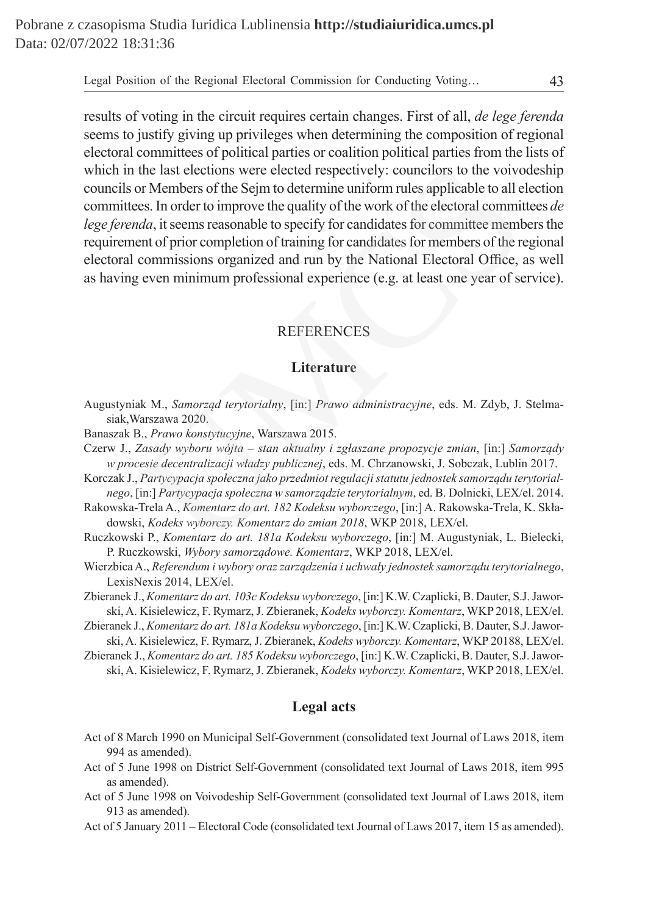results of voting in the circuit requires certain changes. First of all, *de lege ferenda* seems to justify giving up privileges when determining the composition of regional electoral committees of political parties or coalition political parties from the lists of which in the last elections were elected respectively: councilors to the voivodeship councils or Members of the Sejm to determine uniform rules applicable to all election committees. In order to improve the quality of the work of the electoral committees *de lege ferenda*, it seems reasonable to specify for candidates for committee members the requirement of prior completion of training for candidates for members of the regional electoral commissions organized and run by the National Electoral Office, as well as having even minimum professional experience (e.g. at least one year of service).

## REFERENCES

### Literature

Augustyniak M., *Samorząd terytorialny*, [in:] *Prawo administracyjne*, eds. M. Zdyb, J. Stelmasiak,Warszawa 2020.

Banaszak B., *Prawo konstytucyjne*, Warszawa 2015.

Czerw J., *Zasady wyboru wójta – stan aktualny i zgłaszane propozycje zmian*, [in:] *Samorządy w procesie decentralizacji władzy publicznej*, eds. M. Chrzanowski, J. Sobczak, Lublin 2017.

Korczak J., *Partycypacja społeczna jako przedmiot regulacji statutu jednostek samorządu terytorialnego*, [in:] *Partycypacja społeczna w samorządzie terytorialnym*, ed. B. Dolnicki, LEX/el. 2014.

Rakowska-Trela A., *Komentarz do art. 182 Kodeksu wyborczego*, [in:] A. Rakowska-Trela, K. Składowski, *Kodeks wyborczy. Komentarz do zmian 2018*, WKP 2018, LEX/el.

Ruczkowski P., *Komentarz do art. 181a Kodeksu wyborczego*, [in:] M. Augustyniak, L. Bielecki, P. Ruczkowski, *Wybory samorządowe. Komentarz*, WKP 2018, LEX/el.

Wierzbica A., *Referendum i wybory oraz zarządzenia i uchwały jednostek samorządu terytorialnego*, LexisNexis 2014, LEX/el.

Zbieranek J., *Komentarz do art. 103c Kodeksu wyborczego*, [in:] K.W. Czaplicki, B. Dauter, S.J. Jaworski, A. Kisielewicz, F. Rymarz, J. Zbieranek, *Kodeks wyborczy. Komentarz*, WKP 2018, LEX/el.

Zbieranek J., *Komentarz do art. 181a Kodeksu wyborczego*, [in:] K.W. Czaplicki, B. Dauter, S.J. Jaworski, A. Kisielewicz, F. Rymarz, J. Zbieranek, *Kodeks wyborczy. Komentarz*, WKP 20188, LEX/el.

Zbieranek J., *Komentarz do art. 185 Kodeksu wyborczego*, [in:] K.W. Czaplicki, B. Dauter, S.J. Jaworski, A. Kisielewicz, F. Rymarz, J. Zbieranek, *Kodeks wyborczy. Komentarz*, WKP 2018, LEX/el.

### Legal acts

Act of 8 March 1990 on Municipal Self-Government (consolidated text Journal of Laws 2018, item 994 as amended).

Act of 5 June 1998 on District Self-Government (consolidated text Journal of Laws 2018, item 995 as amended).

Act of 5 June 1998 on Voivodeship Self-Government (consolidated text Journal of Laws 2018, item 913 as amended).

Act of 5 January 2011 – Electoral Code (consolidated text Journal of Laws 2017, item 15 as amended).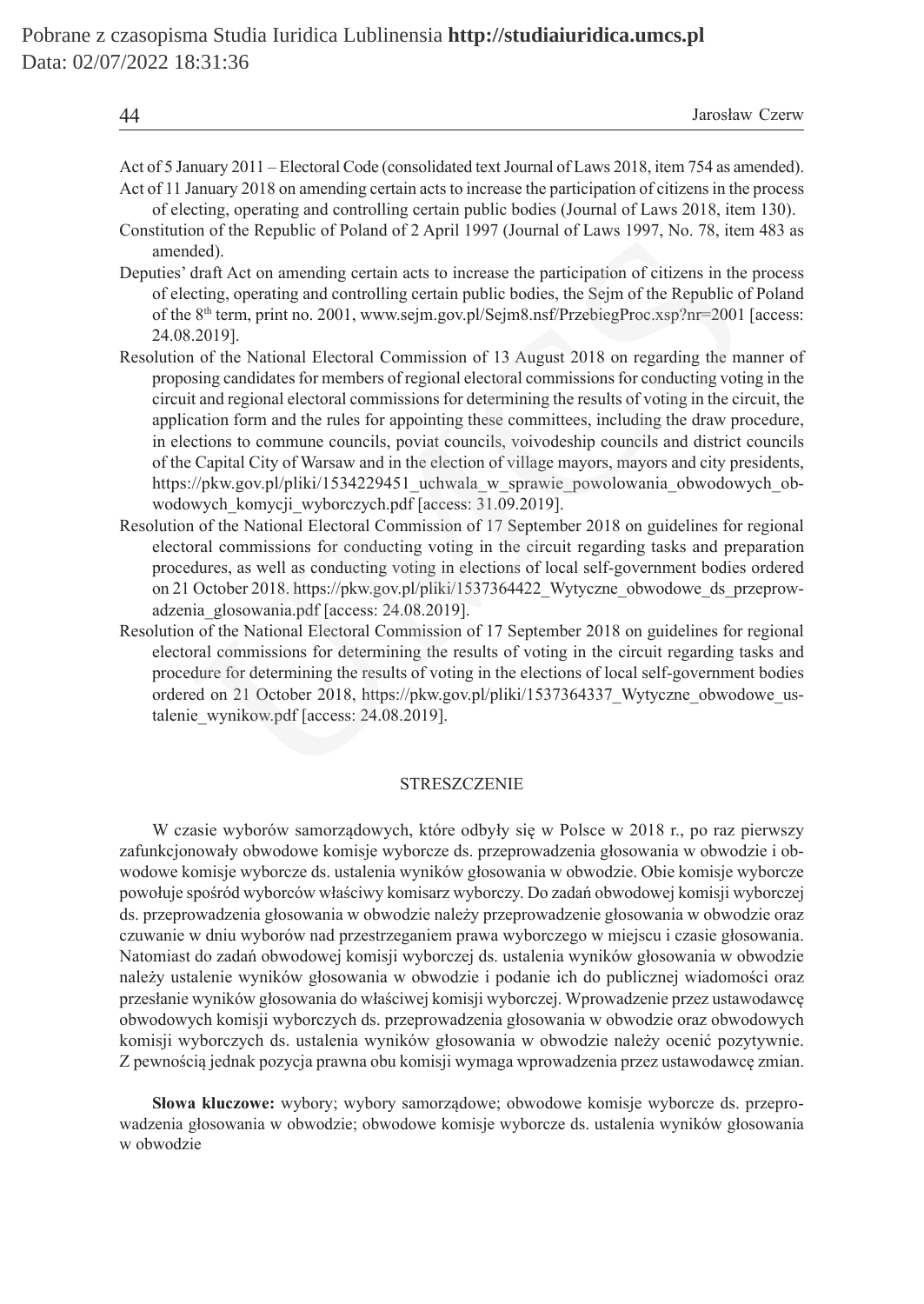Act of 5 January 2011 – Electoral Code (consolidated text Journal of Laws 2018, item 754 as amended).

Act of 11 January 2018 on amending certain acts to increase the participation of citizens in the process of electing, operating and controlling certain public bodies (Journal of Laws 2018, item 130).

Constitution of the Republic of Poland of 2 April 1997 (Journal of Laws 1997, No. 78, item 483 as amended).

Deputies' draft Act on amending certain acts to increase the participation of citizens in the process of electing, operating and controlling certain public bodies, the Sejm of the Republic of Poland of the 8th term, print no. 2001, www.sejm.gov.pl/Sejm8.nsf/PrzebiegProc.xsp?nr=2001 [access: 24.08.2019].

Resolution of the National Electoral Commission of 13 August 2018 on regarding the manner of proposing candidates for members of regional electoral commissions for conducting voting in the circuit and regional electoral commissions for determining the results of voting in the circuit, the application form and the rules for appointing these committees, including the draw procedure, in elections to commune councils, poviat councils, voivodeship councils and district councils of the Capital City of Warsaw and in the election of village mayors, mayors and city presidents, https://pkw.gov.pl/pliki/1534229451_uchwala_w_sprawie_powolowania_obwodowych_obwodowych_komycji_wyborczych.pdf [access: 31.09.2019].

Resolution of the National Electoral Commission of 17 September 2018 on guidelines for regional electoral commissions for conducting voting in the circuit regarding tasks and preparation procedures, as well as conducting voting in elections of local self-government bodies ordered on 21 October 2018. https://pkw.gov.pl/pliki/1537364422_Wytyczne_obwodowe_ds_przeprowadzenia_glosowania.pdf [access: 24.08.2019].

Resolution of the National Electoral Commission of 17 September 2018 on guidelines for regional electoral commissions for determining the results of voting in the circuit regarding tasks and procedure for determining the results of voting in the elections of local self-government bodies ordered on 21 October 2018, https://pkw.gov.pl/pliki/1537364337_Wytyczne_obwodowe_ustalenie_wynikow.pdf [access: 24.08.2019].

## STRESZCZENIE

W czasie wyborów samorządowych, które odbyły się w Polsce w 2018 r., po raz pierwszy zafunkcjonowały obwodowe komisje wyborcze ds. przeprowadzenia głosowania w obwodzie i obwodowe komisje wyborcze ds. ustalenia wyników głosowania w obwodzie. Obie komisje wyborcze powołuje spośród wyborców właściwy komisarz wyborczy. Do zadań obwodowej komisji wyborczej ds. przeprowadzenia głosowania w obwodzie należy przeprowadzenie głosowania w obwodzie oraz czuwanie w dniu wyborów nad przestrzeganiem prawa wyborczego w miejscu i czasie głosowania. Natomiast do zadań obwodowej komisji wyborczej ds. ustalenia wyników głosowania w obwodzie należy ustalenie wyników głosowania w obwodzie i podanie ich do publicznej wiadomości oraz przesłanie wyników głosowania do właściwej komisji wyborczej. Wprowadzenie przez ustawodawcę obwodowych komisji wyborczych ds. przeprowadzenia głosowania w obwodzie oraz obwodowych komisji wyborczych ds. ustalenia wyników głosowania w obwodzie należy ocenić pozytywnie. Z pewnością jednak pozycja prawna obu komisji wymaga wprowadzenia przez ustawodawcę zmian.

**Słowa kluczowe:** wybory; wybory samorządowe; obwodowe komisje wyborcze ds. przeprowadzenia głosowania w obwodzie; obwodowe komisje wyborcze ds. ustalenia wyników głosowania w obwodzie